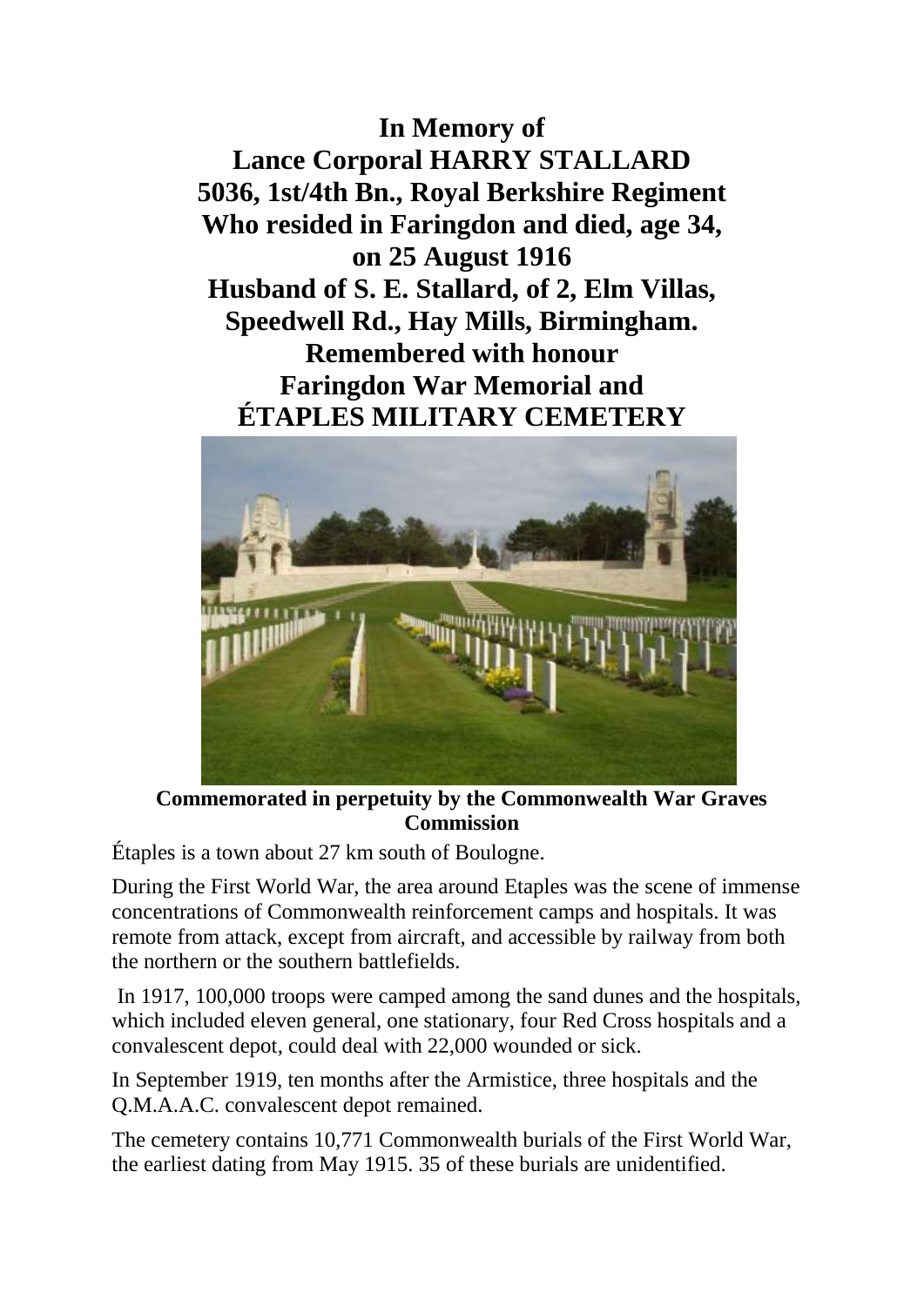**In Memory of**
**Lance Corporal HARRY STALLARD**
**5036, 1st/4th Bn., Royal Berkshire Regiment**
**Who resided in Faringdon and died, age 34,**
**on 25 August 1916**
**Husband of S. E. Stallard, of 2, Elm Villas,**
**Speedwell Rd., Hay Mills, Birmingham.**
**Remembered with honour**
**Faringdon War Memorial and**
**ÉTAPLES MILITARY CEMETERY**

**Commemorated in perpetuity by the Commonwealth War Graves Commission**

Étaples is a town about 27 km south of Boulogne.

During the First World War, the area around Etaples was the scene of immense concentrations of Commonwealth reinforcement camps and hospitals. It was remote from attack, except from aircraft, and accessible by railway from both the northern or the southern battlefields.

In 1917, 100,000 troops were camped among the sand dunes and the hospitals, which included eleven general, one stationary, four Red Cross hospitals and a convalescent depot, could deal with 22,000 wounded or sick.

In September 1919, ten months after the Armistice, three hospitals and the Q.M.A.A.C. convalescent depot remained.

The cemetery contains 10,771 Commonwealth burials of the First World War, the earliest dating from May 1915. 35 of these burials are unidentified.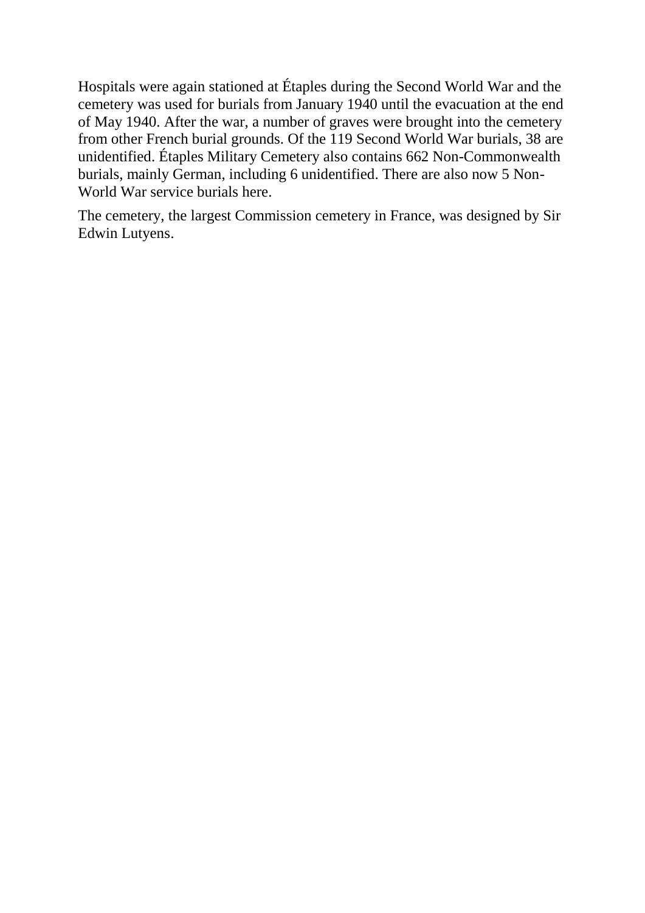Hospitals were again stationed at Étaples during the Second World War and the cemetery was used for burials from January 1940 until the evacuation at the end of May 1940. After the war, a number of graves were brought into the cemetery from other French burial grounds. Of the 119 Second World War burials, 38 are unidentified. Étaples Military Cemetery also contains 662 Non-Commonwealth burials, mainly German, including 6 unidentified. There are also now 5 Non-World War service burials here.

The cemetery, the largest Commission cemetery in France, was designed by Sir Edwin Lutyens.